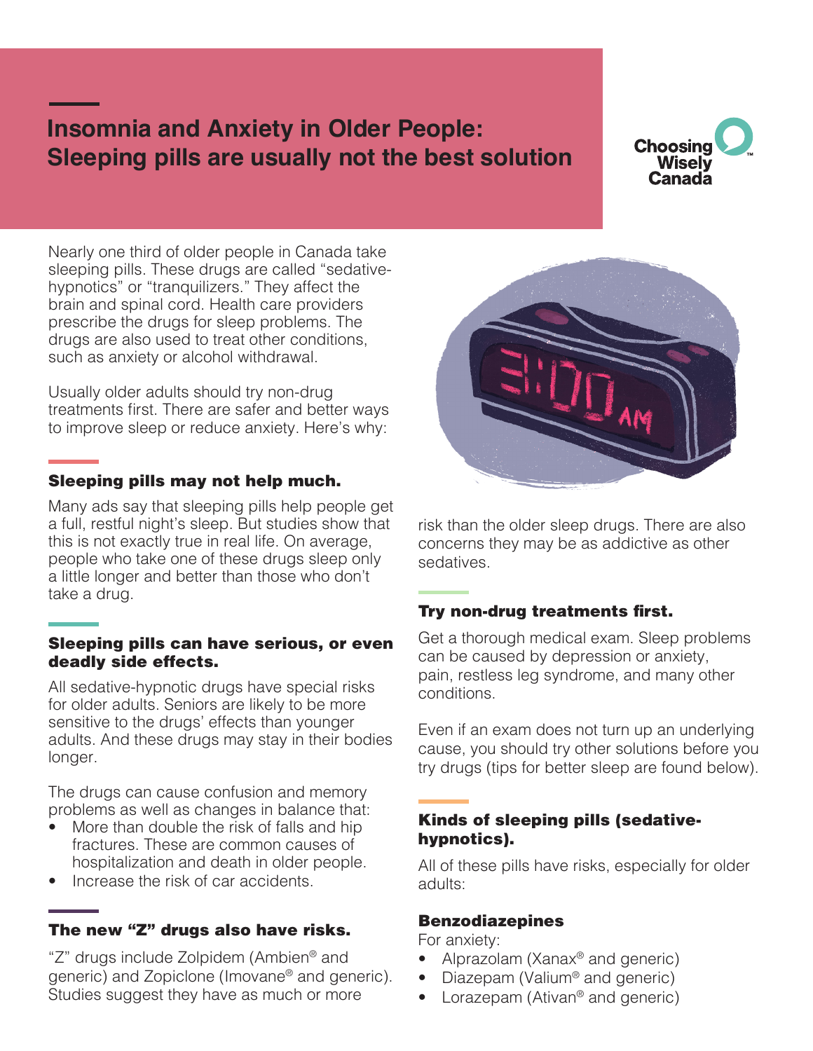# Insomnia and Anxiety in Older People: Sleeping pills are usually not the best solution

Choosing Wisely Canada

Nearly one third of older people in Canada take sleeping pills. These drugs are called "sedative-hypnotics" or "tranquilizers." They affect the brain and spinal cord. Health care providers prescribe the drugs for sleep problems. The drugs are also used to treat other conditions, such as anxiety or alcohol withdrawal.

Usually older adults should try non-drug treatments first. There are safer and better ways to improve sleep or reduce anxiety. Here's why:

## Sleeping pills may not help much.

Many ads say that sleeping pills help people get a full, restful night's sleep. But studies show that this is not exactly true in real life. On average, people who take one of these drugs sleep only a little longer and better than those who don't take a drug.

## Sleeping pills can have serious, or even deadly side effects.

All sedative-hypnotic drugs have special risks for older adults. Seniors are likely to be more sensitive to the drugs' effects than younger adults. And these drugs may stay in their bodies longer.

The drugs can cause confusion and memory problems as well as changes in balance that:

- More than double the risk of falls and hip fractures. These are common causes of hospitalization and death in older people.
- Increase the risk of car accidents.

## The new "Z" drugs also have risks.

"Z" drugs include Zolpidem (Ambien® and generic) and Zopiclone (Imovane® and generic). Studies suggest they have as much or more risk than the older sleep drugs. There are also concerns they may be as addictive as other sedatives.

## Try non-drug treatments first.

Get a thorough medical exam. Sleep problems can be caused by depression or anxiety, pain, restless leg syndrome, and many other conditions.

Even if an exam does not turn up an underlying cause, you should try other solutions before you try drugs (tips for better sleep are found below).

## Kinds of sleeping pills (sedative-hypnotics).

All of these pills have risks, especially for older adults:

### Benzodiazepines

For anxiety:

- Alprazolam (Xanax® and generic)
- Diazepam (Valium® and generic)
- Lorazepam (Ativan® and generic)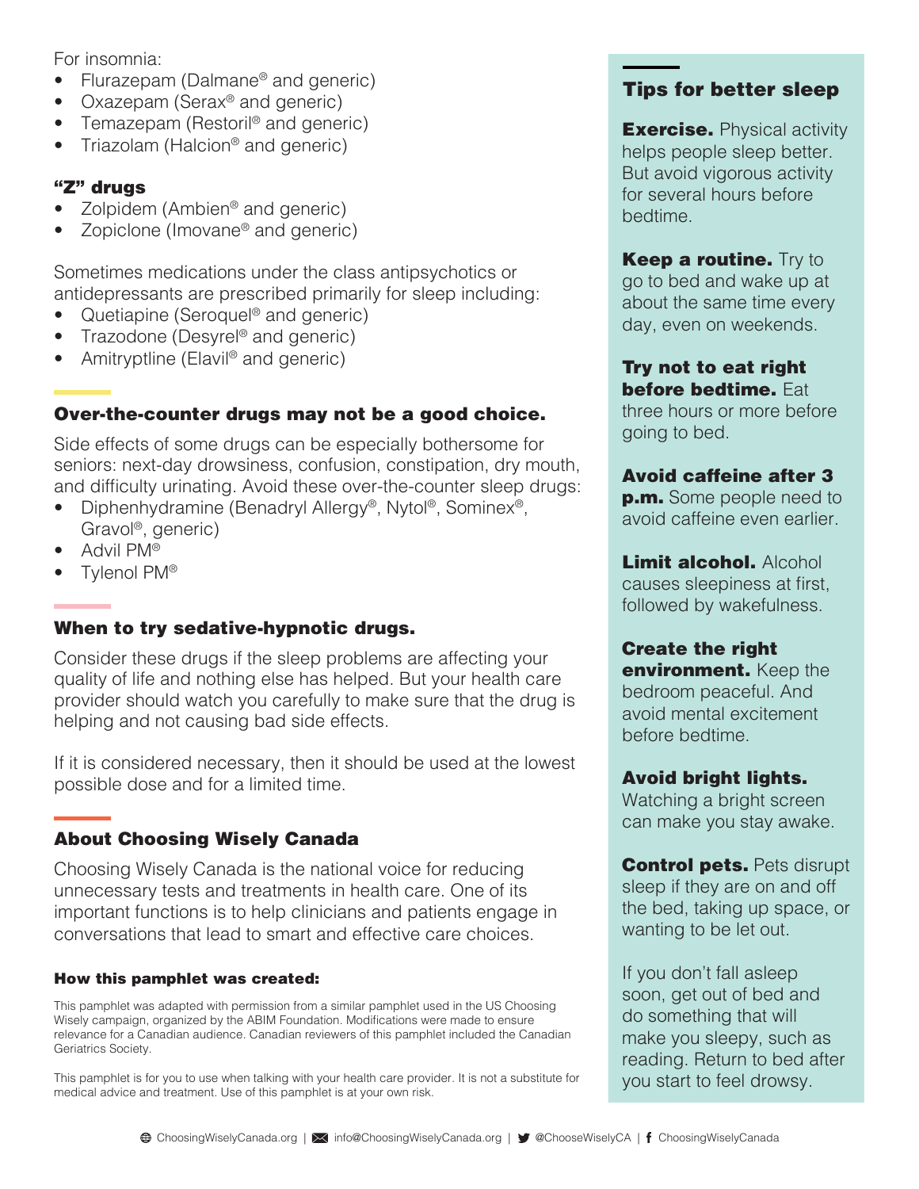For insomnia:

- Flurazepam (Dalmane® and generic)
- Oxazepam (Serax® and generic)
- Temazepam (Restoril® and generic)
- Triazolam (Halcion® and generic)

### "Z" drugs

- Zolpidem (Ambien® and generic)
- Zopiclone (Imovane® and generic)

Sometimes medications under the class antipsychotics or antidepressants are prescribed primarily for sleep including:

- Quetiapine (Seroquel® and generic)
- Trazodone (Desyrel® and generic)
- Amitryptline (Elavil® and generic)

## Over-the-counter drugs may not be a good choice.

Side effects of some drugs can be especially bothersome for seniors: next-day drowsiness, confusion, constipation, dry mouth, and difficulty urinating. Avoid these over-the-counter sleep drugs:

- Diphenhydramine (Benadryl Allergy®, Nytol®, Sominex®, Gravol®, generic)
- Advil PM®
- Tylenol PM®

## When to try sedative-hypnotic drugs.

Consider these drugs if the sleep problems are affecting your quality of life and nothing else has helped. But your health care provider should watch you carefully to make sure that the drug is helping and not causing bad side effects.

If it is considered necessary, then it should be used at the lowest possible dose and for a limited time.

## About Choosing Wisely Canada

Choosing Wisely Canada is the national voice for reducing unnecessary tests and treatments in health care. One of its important functions is to help clinicians and patients engage in conversations that lead to smart and effective care choices.

### How this pamphlet was created:

This pamphlet was adapted with permission from a similar pamphlet used in the US Choosing Wisely campaign, organized by the ABIM Foundation. Modifications were made to ensure relevance for a Canadian audience. Canadian reviewers of this pamphlet included the Canadian Geriatrics Society.

This pamphlet is for you to use when talking with your health care provider. It is not a substitute for medical advice and treatment. Use of this pamphlet is at your own risk.

## Tips for better sleep

**Exercise.** Physical activity helps people sleep better. But avoid vigorous activity for several hours before bedtime.

**Keep a routine.** Try to go to bed and wake up at about the same time every day, even on weekends.

**Try not to eat right before bedtime.** Eat three hours or more before going to bed.

**Avoid caffeine after 3 p.m.** Some people need to avoid caffeine even earlier.

**Limit alcohol.** Alcohol causes sleepiness at first, followed by wakefulness.

**Create the right environment.** Keep the bedroom peaceful. And avoid mental excitement before bedtime.

**Avoid bright lights.** Watching a bright screen can make you stay awake.

**Control pets.** Pets disrupt sleep if they are on and off the bed, taking up space, or wanting to be let out.

If you don't fall asleep soon, get out of bed and do something that will make you sleepy, such as reading. Return to bed after you start to feel drowsy.

ChoosingWiselyCanada.org | info@ChoosingWiselyCanada.org | @ChooseWiselyCA | ChoosingWiselyCanada